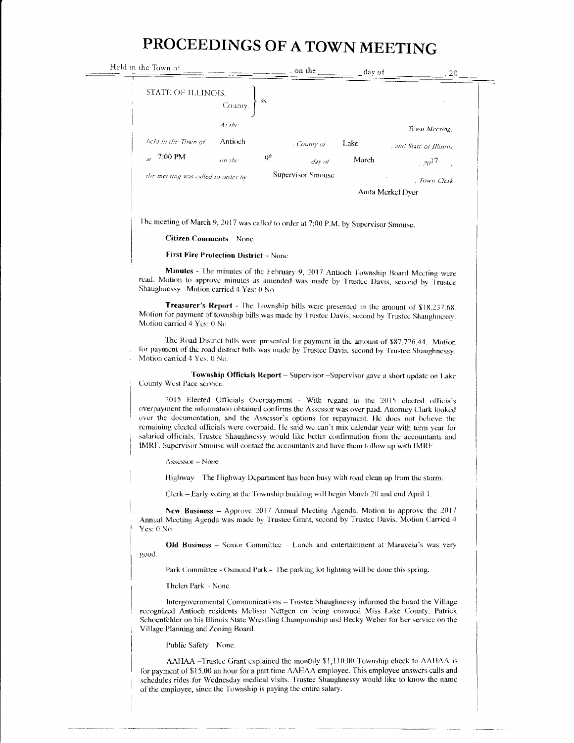# PROCEEDINGS OF A TOWN MEETING

Held in the Town of \_\_\_\_\_\_\_\_\_\_, on the \_\_\_\_\_ day of \_\_\_\_\_\_\_\_, 20\_\_

STATE OF ILLINOIS, County, } ss.

*At the* \_\_\_\_\_\_\_\_ *Town Meeting,*

*held in the Town of* Antioch *, County of* Lake *, and State of Illinois,*

*at* 7:00 PM *on the* 9th *day of* March *, 20*17 *,*

*the meeting was called to order by* Supervisor Smouse *, Town Clerk.*

Anita Merkel Dyer

The meeting of March 9, 2017 was called to order at 7:00 P.M. by Supervisor Smouse.

**Citizen Comments** None

**First Fire Protection District** – None

**Minutes** - The minutes of the February 9, 2017 Antioch Township Board Meeting were read. Motion to approve minutes as amended was made by Trustee Davis, second by Trustee Shaughnessy. Motion carried 4 Yes: 0 No

**Treasurer's Report** - The Township bills were presented in the amount of $18,237.68. Motion for payment of township bills was made by Trustee Davis, second by Trustee Shaughnessy. Motion carried 4 Yes: 0 No

The Road District bills were presented for payment in the amount of $87,726.44. Motion for payment of the road district bills was made by Trustee Davis, second by Trustee Shaughnessy. Motion carried 4 Yes: 0 No.

**Township Officials Report** – Supervisor –Supervisor gave a short update on Lake County West Pace service.

2015 Elected Officials Overpayment - With regard to the 2015 elected officials overpayment the information obtained confirms the Assessor was over paid. Attorney Clark looked over the documentation, and the Assessor's options for repayment. He does not believe the remaining elected officials were overpaid. He said we can't mix calendar year with term year for salaried officials. Trustee Shaughnessy would like better confirmation from the accountants and IMRF. Supervisor Smouse will contact the accountants and have them follow up with IMRF.

Assessor – None

Highway The Highway Department has been busy with road clean up from the storm.

Clerk – Early voting at the Township building will begin March 20 and end April 1.

**New Business** – Approve 2017 Annual Meeting Agenda. Motion to approve the 2017 Annual Meeting Agenda was made by Trustee Grant, second by Trustee Davis. Motion Carried 4 Yes: 0 No

**Old Business** – Senior Committee Lunch and entertainment at Maravela's was very good.

Park Committee - Osmond Park – The parking lot lighting will be done this spring.

Thelen Park - None

Intergovernmental Communications – Trustee Shaughnessy informed the board the Village recognized Antioch residents Melissa Nettgen on being crowned Miss Lake County. Patrick Schoenfelder on his Illinois State Wrestling Championship and Becky Weber for her service on the Village Planning and Zoning Board.

Public Safety None.

AAHAA –Trustee Grant explained the monthly $1,110.00 Township check to AAHAA is for payment of $15.00 an hour for a part time AAHAA employee. This employee answers calls and schedules rides for Wednesday medical visits. Trustee Shaughnessy would like to know the name of the employee, since the Township is paying the entire salary.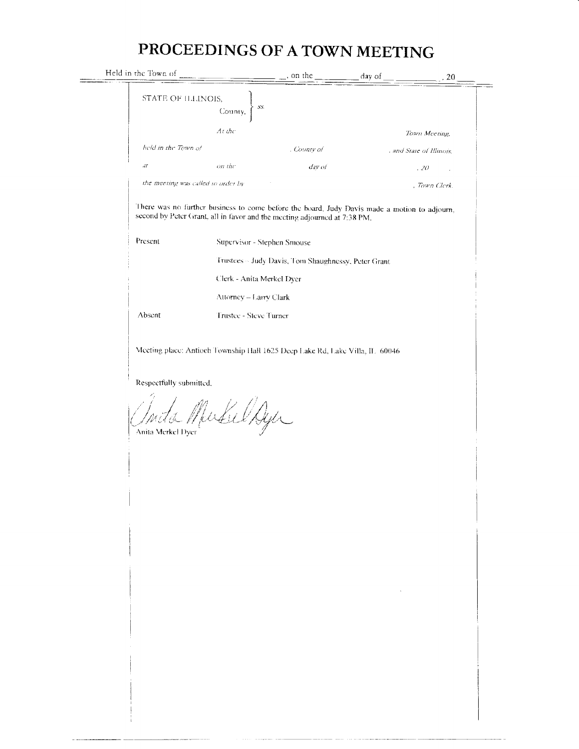# PROCEEDINGS OF A TOWN MEETING

Held in the Town of \_\_\_\_\_\_\_\_\_\_\_\_\_\_\_\_, on the \_\_\_\_\_\_\_\_ day of \_\_\_\_\_\_\_\_\_\_, 20 \_\_\_

STATE OF ILLINOIS,
County, } ss.

*At the* *Town Meeting,*

*held in the Town of* *, County of* *, and State of Illinois,*

*at* *on the* *day of* *, 20* *,*

*the meeting was called to order by* *, Town Clerk.*

There was no further business to come before the board, Judy Davis made a motion to adjourn, second by Peter Grant, all in favor and the meeting adjourned at 7:38 PM.

| | |
|---|---|
| Present | Supervisor - Stephen Smouse |
| | Trustees – Judy Davis, Tom Shaughnessy, Peter Grant |
| | Clerk - Anita Merkel Dyer |
| | Attorney – Larry Clark |
| Absent | Trustee - Steve Turner |

Meeting place: Antioch Township Hall 1625 Deep Lake Rd, Lake Villa, IL 60046

Respectfully submitted,

Anita Merkel Dyer